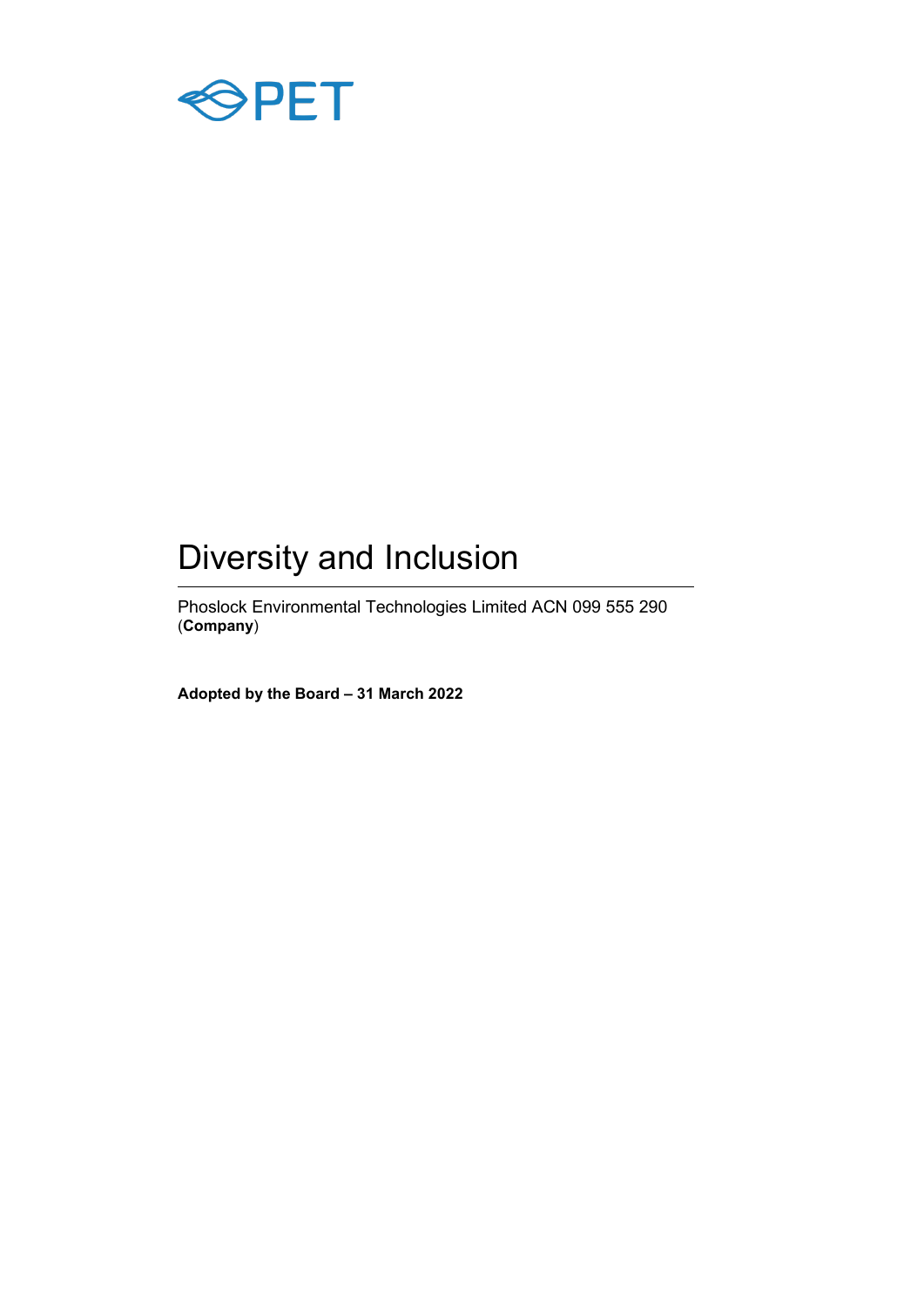PET

# Diversity and Inclusion

Phoslock Environmental Technologies Limited ACN 099 555 290 (**Company**)

**Adopted by the Board – 31 March 2022**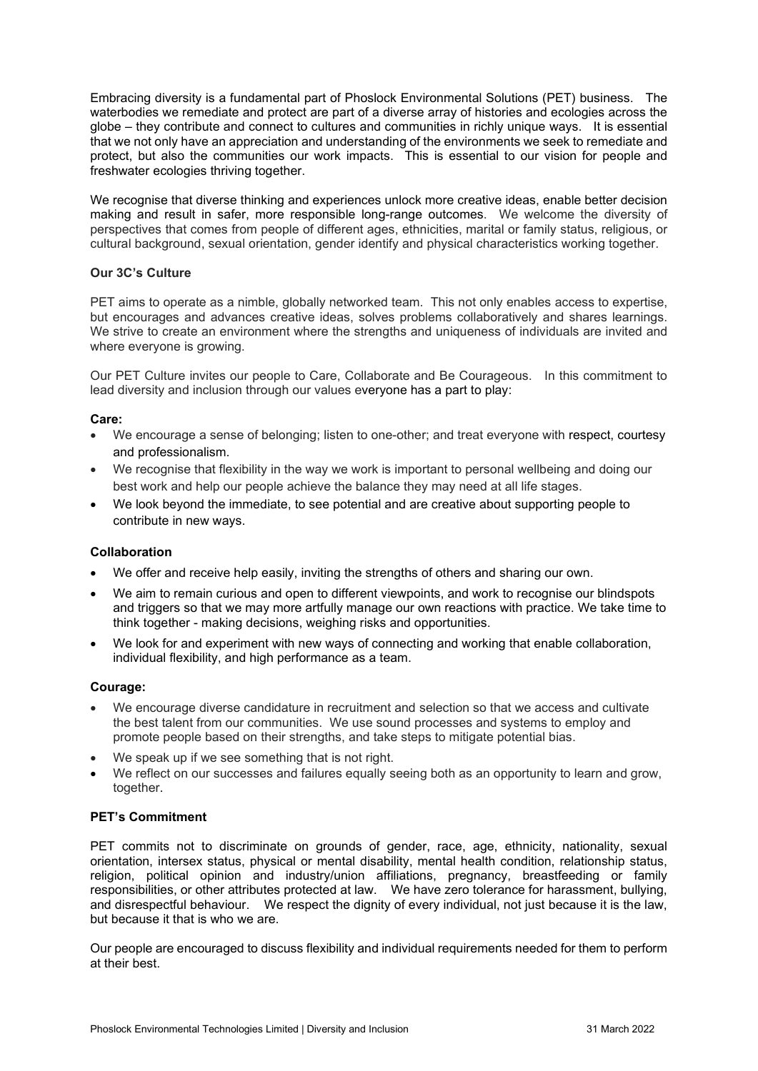Embracing diversity is a fundamental part of Phoslock Environmental Solutions (PET) business. The waterbodies we remediate and protect are part of a diverse array of histories and ecologies across the globe – they contribute and connect to cultures and communities in richly unique ways. It is essential that we not only have an appreciation and understanding of the environments we seek to remediate and protect, but also the communities our work impacts. This is essential to our vision for people and freshwater ecologies thriving together.

We recognise that diverse thinking and experiences unlock more creative ideas, enable better decision making and result in safer, more responsible long-range outcomes. We welcome the diversity of perspectives that comes from people of different ages, ethnicities, marital or family status, religious, or cultural background, sexual orientation, gender identify and physical characteristics working together.

**Our 3C's Culture**

PET aims to operate as a nimble, globally networked team. This not only enables access to expertise, but encourages and advances creative ideas, solves problems collaboratively and shares learnings. We strive to create an environment where the strengths and uniqueness of individuals are invited and where everyone is growing.

Our PET Culture invites our people to Care, Collaborate and Be Courageous. In this commitment to lead diversity and inclusion through our values everyone has a part to play:

**Care:**

- We encourage a sense of belonging; listen to one-other; and treat everyone with respect, courtesy and professionalism.
- We recognise that flexibility in the way we work is important to personal wellbeing and doing our best work and help our people achieve the balance they may need at all life stages.
- We look beyond the immediate, to see potential and are creative about supporting people to contribute in new ways.

**Collaboration**

- We offer and receive help easily, inviting the strengths of others and sharing our own.
- We aim to remain curious and open to different viewpoints, and work to recognise our blindspots and triggers so that we may more artfully manage our own reactions with practice. We take time to think together - making decisions, weighing risks and opportunities.
- We look for and experiment with new ways of connecting and working that enable collaboration, individual flexibility, and high performance as a team.

**Courage:**

- We encourage diverse candidature in recruitment and selection so that we access and cultivate the best talent from our communities. We use sound processes and systems to employ and promote people based on their strengths, and take steps to mitigate potential bias.
- We speak up if we see something that is not right.
- We reflect on our successes and failures equally seeing both as an opportunity to learn and grow, together.

**PET's Commitment**

PET commits not to discriminate on grounds of gender, race, age, ethnicity, nationality, sexual orientation, intersex status, physical or mental disability, mental health condition, relationship status, religion, political opinion and industry/union affiliations, pregnancy, breastfeeding or family responsibilities, or other attributes protected at law. We have zero tolerance for harassment, bullying, and disrespectful behaviour. We respect the dignity of every individual, not just because it is the law, but because it that is who we are.

Our people are encouraged to discuss flexibility and individual requirements needed for them to perform at their best.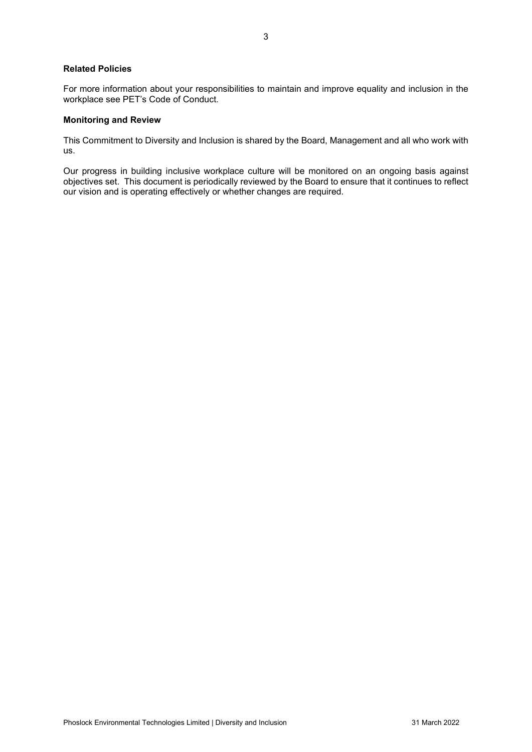**Related Policies**

For more information about your responsibilities to maintain and improve equality and inclusion in the workplace see PET's Code of Conduct.

**Monitoring and Review**

This Commitment to Diversity and Inclusion is shared by the Board, Management and all who work with us.

Our progress in building inclusive workplace culture will be monitored on an ongoing basis against objectives set. This document is periodically reviewed by the Board to ensure that it continues to reflect our vision and is operating effectively or whether changes are required.